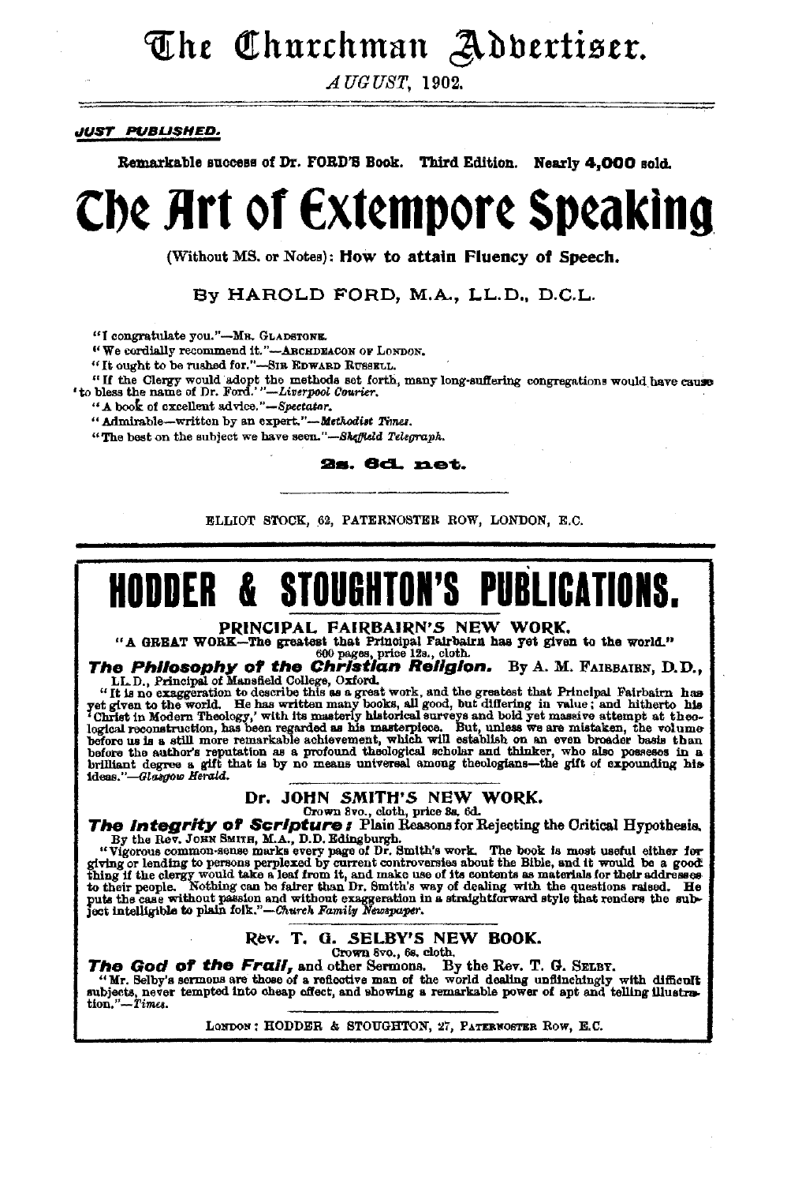# The Churchman Advertiser.

*AUGUST*, 1902.

***JUST PUBLISHED.***

**Remarkable success of Dr. FORD'S Book. Third Edition. Nearly 4,000 sold.**

# The Art of Extempore Speaking

(Without MS. or Notes): **How to attain Fluency of Speech.**

By HAROLD FORD, M.A., LL.D., D.C.L.

"I congratulate you."—MR. GLADSTONE.

"We cordially recommend it."—ARCHDEACON OF LONDON.

"It ought to be rushed for."—SIR EDWARD RUSSELL.

"If the Clergy would adopt the methods set forth, many long-suffering congregations would have cause to bless the name of Dr. Ford.'"—*Liverpool Courier.*

"A book of excellent advice."—*Spectator.*

"Admirable—written by an expert."—*Methodist Times.*

"The best on the subject we have seen."—*Sheffield Telegraph.*

**2s. 6d. net.**

ELLIOT STOCK, 62, PATERNOSTER ROW, LONDON, E.C.

---

# HODDER & STOUGHTON'S PUBLICATIONS.

## PRINCIPAL FAIRBAIRN'S NEW WORK.

**"A GREAT WORK—The greatest that Principal Fairbairn has yet given to the world."**

600 pages, price 12s., cloth.

***The Philosophy of the Christian Religion.*** By A. M. FAIRBAIRN, D.D., LL.D., Principal of Mansfield College, Oxford.

"It is no exaggeration to describe this as a great work, and the greatest that Principal Fairbairn has yet given to the world. He has written many books, all good, but differing in value; and hitherto his 'Christ in Modern Theology,' with its masterly historical surveys and bold yet massive attempt at theological reconstruction, has been regarded as his masterpiece. But, unless we are mistaken, the volume before us is a still more remarkable achievement, which will establish on an even broader basis than before the author's reputation as a profound theological scholar and thinker, who also possesses in a brilliant degree a gift that is by no means universal among theologians—the gift of expounding his ideas."—*Glasgow Herald.*

## Dr. JOHN SMITH'S NEW WORK.

Crown 8vo., cloth, price 8s. 6d.

***The Integrity of Scripture:*** Plain Reasons for Rejecting the Critical Hypothesis. By the Rev. JOHN SMITH, M.A., D.D. Edingburgh.

"Vigorous common-sense marks every page of Dr. Smith's work. The book is most useful either for giving or lending to persons perplexed by current controversies about the Bible, and it would be a good thing if the clergy would take a leaf from it, and make use of its contents as materials for their addresses to their people. Nothing can be fairer than Dr. Smith's way of dealing with the questions raised. He puts the case without passion and without exaggeration in a straightforward style that renders the subject intelligible to plain folk."—*Church Family Newspaper.*

## Rev. T. G. SELBY'S NEW BOOK.

Crown 8vo., 6s. cloth.

***The God of the Frail,*** and other Sermons. By the Rev. T. G. SELBY.

"Mr. Selby's sermons are those of a reflective man of the world dealing unflinchingly with difficult subjects, never tempted into cheap effect, and showing a remarkable power of apt and telling illustration."—*Times.*

LONDON: HODDER & STOUGHTON, 27, PATERNOSTER ROW, E.C.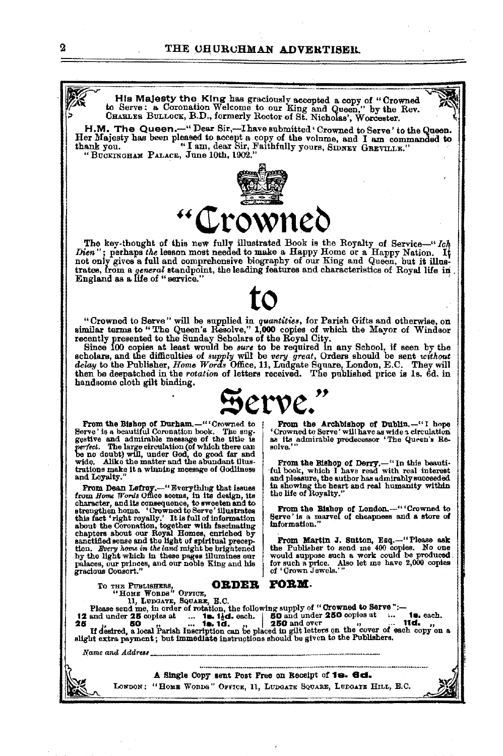**His Majesty the King** has graciously accepted a copy of "Crowned to Serve: a Coronation Welcome to our King and Queen," by the Rev. CHARLES BULLOCK, B.D., formerly Rector of St. Nicholas', Worcester.

**H.M. The Queen.**—"Dear Sir,—I have submitted 'Crowned to Serve' to the Queen. Her Majesty has been pleased to accept a copy of the volume, and I am commanded to thank you. "I am, dear Sir, Faithfully yours, SIDNEY GREVILLE."
"BUCKINGHAM PALACE, June 10th, 1902."

# "Crowned

The key-thought of this new fully illustrated Book is the Royalty of Service—"*Ich Dien*"; perhaps *the* lesson most needed to make a Happy Home or a Happy Nation. It not only gives a full and comprehensive biography of our King and Queen, but it illustrates, from a *general* standpoint, the leading features and characteristics of Royal life in England as a life of "service."

# to

"Crowned to Serve" will be supplied in *quantities*, for Parish Gifts and otherwise, on similar terms to "The Queen's Resolve," **1,000** copies of which the Mayor of Windsor recently presented to the Sunday Scholars of the Royal City.

Since 100 copies at least would be *sure* to be required in any School, if seen by the scholars, and the difficulties of *supply* will be *very great*, Orders should be sent *without delay* to the Publisher, *Home Words* Office, 11, Ludgate Square, London, E.C. They will then be despatched in the *rotation* of letters received. The published price is 1s. 6d. in handsome cloth gilt binding.

# Serve."

**From the Bishop of Durham.**—"'Crowned to Serve' is a beautiful Coronation book. The suggestive and admirable message of the title is *perfect*. The large circulation (of which there can be no doubt) will, under God, do good far and wide. Alike the matter and the abundant illustrations make it a winning message of Godliness and Loyalty."

**From Dean Lefroy.**—"Everything that issues from *Home Words* Office seems, in its design, its character, and its consequence, to sweeten and to strengthen home. 'Crowned to Serve' illustrates this fact 'right royally.' It is full of information about the Coronation, together with fascinating chapters about our Royal Homes, enriched by sanctified sense and the light of spiritual preception. *Every home in the land* might be brightened by the light which in these pages illumines our palaces, our princes, and our noble King and his gracious Consort."

**From the Archbishop of Dublin.**—"I hope 'Crowned to Serve' will have as wide a circulation as its admirable predecessor 'The Queen's Resolve.'"

**From the Bishop of Derry.**—"In this beautiful book, which I have read with real interest and pleasure, the author has admirably succeeded in showing the heart and real humanity within the life of Royalty."

**From the Bishop of London.**—"'Crowned to Serve' is a marvel of cheapness and a store of information."

**From Martin J. Sutton, Esq.**—"Please ask the Publisher to send me 400 copies. No one would suppose such a work could be produced for such a price. Also let me have 2,000 copies of 'Crown Jewels.'"

TO THE PUBLISHERS,
"HOME WORDS" OFFICE,
11, LUDGATE, SQUARE, E.C.

## ORDER FORM.

Please send me, in order of rotation, the following supply of "**Crowned to Serve**":—

12 and under 25 copies at ... **1s. 1½d.** each. | 50 and under 250 copies at ... **1s.** each.
25 " 50 " ... **1s. 1d.** " | 250 and over " ... **11d.** "

If desired, a local Parish Inscription can be placed in gilt letters on the cover of each copy on a slight extra payment; but immediate instructions should be given to the Publishers.

*Name and Address* ..........................................................

A Single Copy sent Post Free on Receipt of **1s. 6d.**

LONDON: "HOME WORDS" OFFICE, 11, LUDGATE SQUARE, LUDGATE HILL, E.C.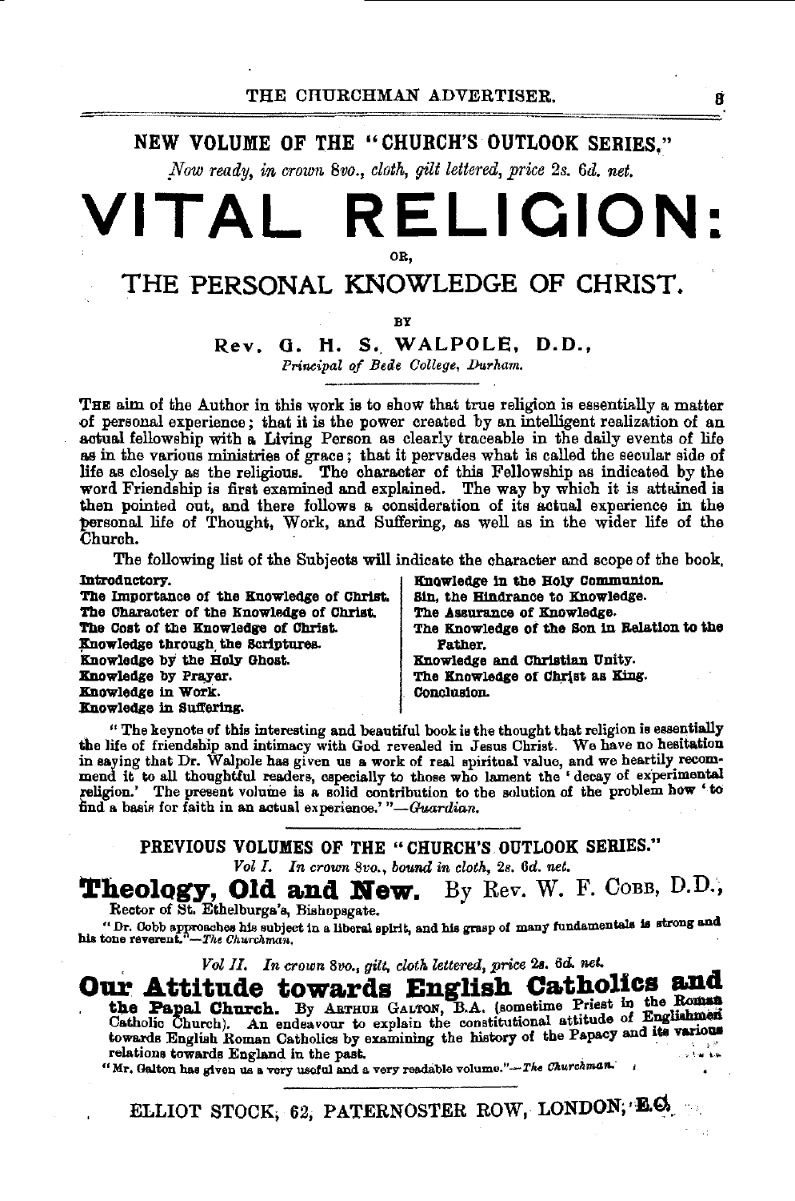## NEW VOLUME OF THE "CHURCH'S OUTLOOK SERIES."

*Now ready, in crown 8vo., cloth, gilt lettered, price 2s. 6d. net.*

# VITAL RELIGION:

OR,

## THE PERSONAL KNOWLEDGE OF CHRIST.

BY

**Rev. G. H. S. WALPOLE, D.D.,**

*Principal of Bede College, Durham.*

The aim of the Author in this work is to show that true religion is essentially a matter of personal experience; that it is the power created by an intelligent realization of an actual fellowship with a Living Person as clearly traceable in the daily events of life as in the various ministries of grace; that it pervades what is called the secular side of life as closely as the religious. The character of this Fellowship as indicated by the word Friendship is first examined and explained. The way by which it is attained is then pointed out, and there follows a consideration of its actual experience in the personal life of Thought, Work, and Suffering, as well as in the wider life of the Church.

The following list of the Subjects will indicate the character and scope of the book.

**Introductory.**
**The Importance of the Knowledge of Christ.**
**The Character of the Knowledge of Christ.**
**The Cost of the Knowledge of Christ.**
**Knowledge through the Scriptures.**
**Knowledge by the Holy Ghost.**
**Knowledge by Prayer.**
**Knowledge in Work.**
**Knowledge in Suffering.**
**Knowledge in the Holy Communion.**
**Sin, the Hindrance to Knowledge.**
**The Assurance of Knowledge.**
**The Knowledge of the Son in Relation to the Father.**
**Knowledge and Christian Unity.**
**The Knowledge of Christ as King.**
**Conclusion.**

"The keynote of this interesting and beautiful book is the thought that religion is essentially the life of friendship and intimacy with God revealed in Jesus Christ. We have no hesitation in saying that Dr. Walpole has given us a work of real spiritual value, and we heartily recommend it to all thoughtful readers, especially to those who lament the 'decay of experimental religion.' The present volume is a solid contribution to the solution of the problem how 'to find a basis for faith in an actual experience.'"—*Guardian.*

---

### PREVIOUS VOLUMES OF THE "CHURCH'S OUTLOOK SERIES."

*Vol I. In crown 8vo., bound in cloth, 2s. 6d. net.*

**Theology, Old and New.** By Rev. W. F. Cobb, D.D., Rector of St. Ethelburga's, Bishopsgate.

"Dr. Cobb approaches his subject in a liberal spirit, and his grasp of many fundamentals is strong and his tone reverent."—*The Churchman.*

*Vol II. In crown 8vo., gilt, cloth lettered, price 2s. 6d. net.*

**Our Attitude towards English Catholics and the Papal Church.** By Arthur Galton, B.A. (sometime Priest in the Roman Catholic Church). An endeavour to explain the constitutional attitude of Englishmen towards English Roman Catholics by examining the history of the Papacy and its various relations towards England in the past.

"Mr. Galton has given us a very useful and a very readable volume."—*The Churchman.*

---

ELLIOT STOCK, 62, PATERNOSTER ROW, LONDON, E.C.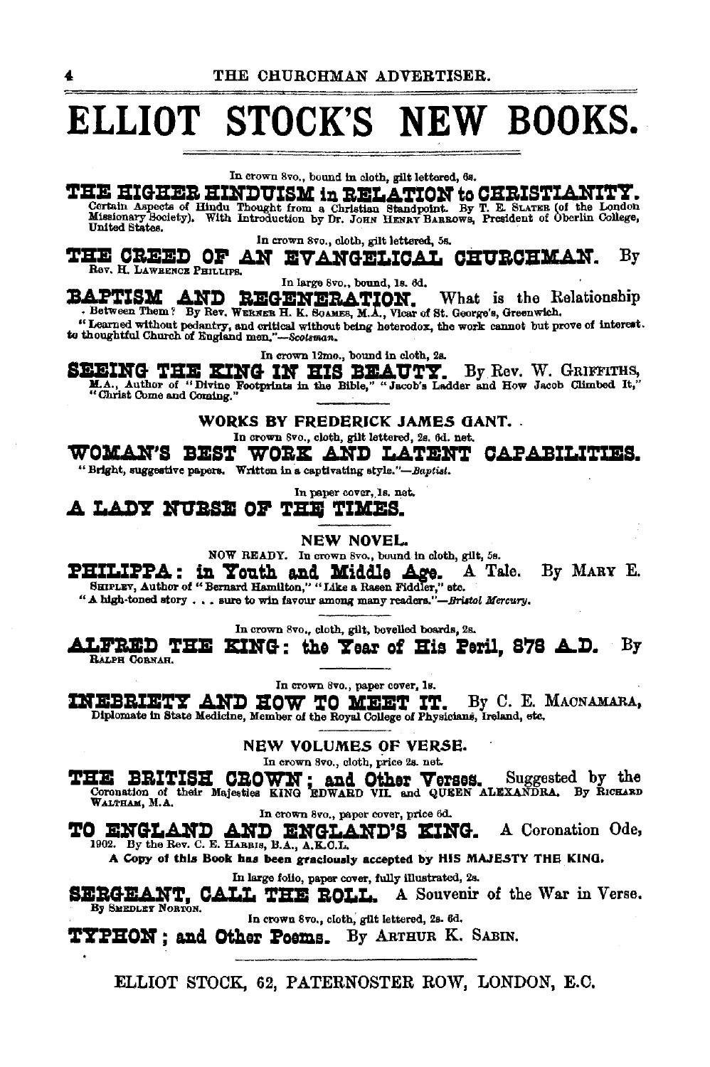# ELLIOT STOCK'S NEW BOOKS.

In crown 8vo., bound in cloth, gilt lettered, 6s.

**THE HIGHER HINDUISM in RELATION to CHRISTIANITY.** Certain Aspects of Hindu Thought from a Christian Standpoint. By T. E. SLATER (of the London Missionary Society). With Introduction by Dr. JOHN HENRY BARROWS, President of Oberlin College, United States.

In crown 8vo., cloth, gilt lettered, 5s.

**THE CREED OF AN EVANGELICAL CHURCHMAN.** By Rev. H. LAWRENCE PHILLIPS.

In large 8vo., bound, 1s. 6d.

**BAPTISM AND REGENERATION.** What is the Relationship Between Them? By Rev. WERNER H. K. SOAMES, M.A., Vicar of St. George's, Greenwich.

"Learned without pedantry, and critical without being heterodox, the work cannot but prove of interest to thoughtful Church of England men."—*Scotsman.*

In crown 12mo., bound in cloth, 2s.

**SEEING THE KING IN HIS BEAUTY.** By Rev. W. GRIFFITHS, M.A., Author of "Divine Footprints in the Bible," "Jacob's Ladder and How Jacob Climbed It," "Christ Come and Coming."

## WORKS BY FREDERICK JAMES GANT.

In crown 8vo., cloth, gilt lettered, 2s. 6d. net.

**WOMAN'S BEST WORK AND LATENT CAPABILITIES.**

"Bright, suggestive papers. Written in a captivating style."—*Baptist.*

In paper cover, 1s. net.

**A LADY NURSE OF THE TIMES.**

## NEW NOVEL.

NOW READY. In crown 8vo., bound in cloth, gilt, 5s.

**PHILIPPA: in Youth and Middle Age.** A Tale. By MARY E. SHIPLEY, Author of "Bernard Hamilton," "Like a Rasen Fiddler," etc.

"A high-toned story . . . sure to win favour among many readers."—*Bristol Mercury.*

In crown 8vo., cloth, gilt, bevelled boards, 2s.

**ALFRED THE KING: the Year of His Peril, 878 A.D.** By RALPH CORNAH.

In crown 8vo., paper cover, 1s.

**INEBRIETY AND HOW TO MEET IT.** By C. E. MACNAMARA, Diplomate in State Medicine, Member of the Royal College of Physicians, Ireland, etc.

## NEW VOLUMES OF VERSE.

In crown 8vo., cloth, price 2s. net.

**THE BRITISH CROWN; and Other Verses.** Suggested by the Coronation of their Majesties KING EDWARD VII. and QUEEN ALEXANDRA. By RICHARD WALTHAM, M.A.

In crown 8vo., paper cover, price 6d.

**TO ENGLAND AND ENGLAND'S KING.** A Coronation Ode, 1902. By the Rev. C. E. HARRIS, B.A., A.K.C.L.

**A Copy of this Book has been graciously accepted by HIS MAJESTY THE KING.**

In large folio, paper cover, fully illustrated, 2s.

**SERGEANT, CALL THE ROLL.** A Souvenir of the War in Verse. By SMEDLEY NORTON.

In crown 8vo., cloth, gilt lettered, 2s. 6d.

**TYPHON; and Other Poems.** By ARTHUR K. SABIN.

ELLIOT STOCK, 62, PATERNOSTER ROW, LONDON, E.C.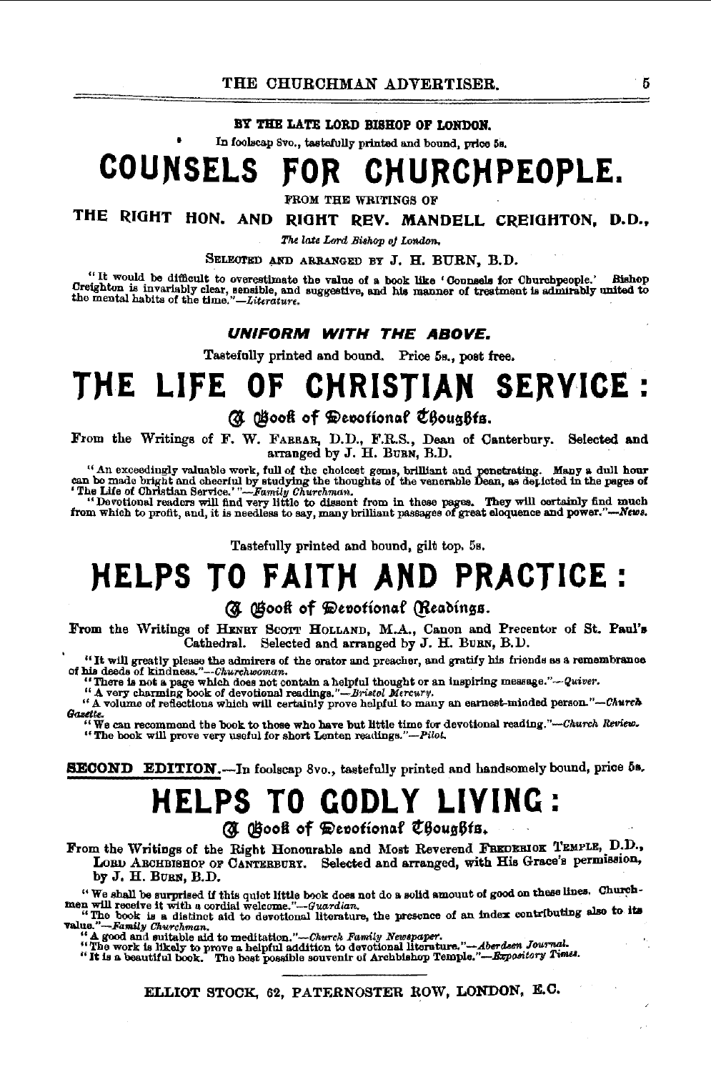BY THE LATE LORD BISHOP OF LONDON.

In foolscap 8vo., tastefully printed and bound, price 5s.

# COUNSELS FOR CHURCHPEOPLE.

FROM THE WRITINGS OF

THE RIGHT HON. AND RIGHT REV. MANDELL CREIGHTON, D.D.,

*The late Lord Bishop of London.*

SELECTED AND ARRANGED BY J. H. BURN, B.D.

"It would be difficult to overestimate the value of a book like 'Counsels for Churchpeople.' Bishop Creighton is invariably clear, sensible, and suggestive, and his manner of treatment is admirably united to the mental habits of the time."—*Literature.*

### *UNIFORM WITH THE ABOVE.*

Tastefully printed and bound. Price 5s., post free.

# THE LIFE OF CHRISTIAN SERVICE:

## A Book of Devotional Thoughts.

From the Writings of F. W. FARRAR, D.D., F.R.S., Dean of Canterbury. Selected and arranged by J. H. BURN, B.D.

"An exceedingly valuable work, full of the choicest gems, brilliant and penetrating. Many a dull hour can be made bright and cheerful by studying the thoughts of the venerable Dean, as depicted in the pages of 'The Life of Christian Service.'"—*Family Churchman.*

"Devotional readers will find very little to dissent from in these pages. They will certainly find much from which to profit, and, it is needless to say, many brilliant passages of great eloquence and power."—*News.*

Tastefully printed and bound, gilt top, 5s.

# HELPS TO FAITH AND PRACTICE:

## A Book of Devotional Readings.

From the Writings of HENRY SCOTT HOLLAND, M.A., Canon and Precentor of St. Paul's Cathedral. Selected and arranged by J. H. BURN, B.D.

"It will greatly please the admirers of the orator and preacher, and gratify his friends as a remembrance of his deeds of kindness."—*Churchwoman.*

"There is not a page which does not contain a helpful thought or an inspiring message."—*Quiver.*

"A very charming book of devotional readings."—*Bristol Mercury.*

"A volume of reflections which will certainly prove helpful to many an earnest-minded person."—*Church Gazette.*

"We can recommend the book to those who have but little time for devotional reading."—*Church Review.*

"The book will prove very useful for short Lenten readings."—*Pilot.*

**SECOND EDITION.**—In foolscap 8vo., tastefully printed and handsomely bound, price 5s.

# HELPS TO GODLY LIVING:

## A Book of Devotional Thoughts.

From the Writings of the Right Honourable and Most Reverend FREDERICK TEMPLE, D.D., LORD ARCHBISHOP OF CANTERBURY. Selected and arranged, with His Grace's permission, by J. H. BURN, B.D.

"We shall be surprised if this quiet little book does not do a solid amount of good on these lines. Churchmen will receive it with a cordial welcome."—*Guardian.*

"The book is a distinct aid to devotional literature, the presence of an index contributing also to its value."—*Family Churchman.*

"A good and suitable aid to meditation."—*Church Family Newspaper.*

"The work is likely to prove a helpful addition to devotional literature."—*Aberdeen Journal.*

"It is a beautiful book. The best possible souvenir of Archbishop Temple."—*Expository Times.*

ELLIOT STOCK, 62, PATERNOSTER ROW, LONDON, E.C.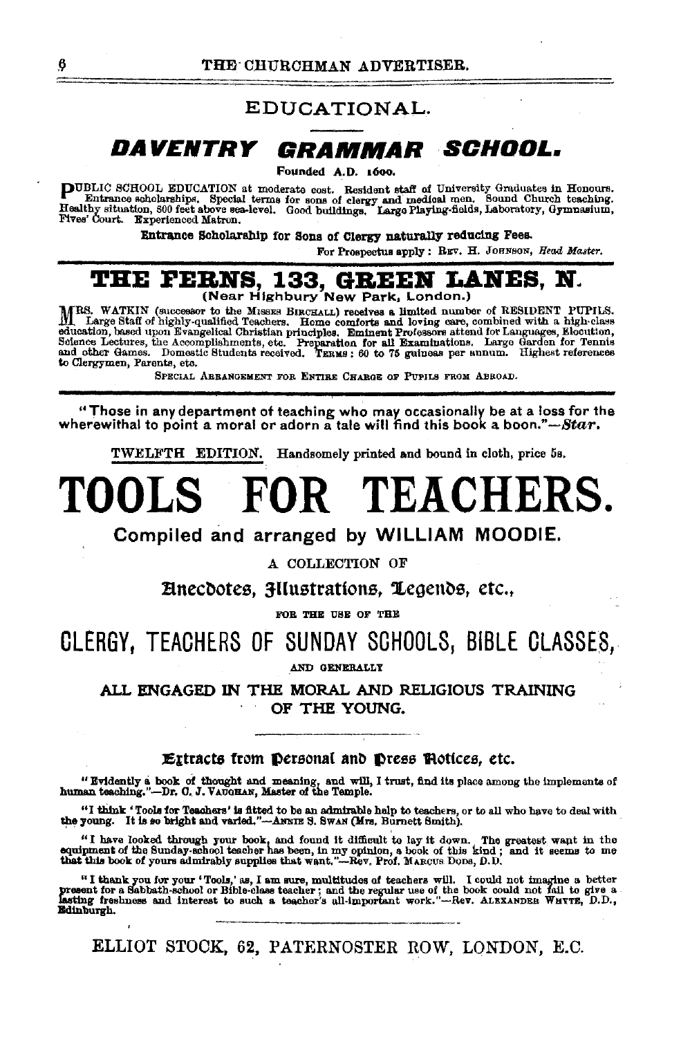## EDUCATIONAL.

# *DAVENTRY GRAMMAR SCHOOL.*

**Founded A.D. 1600.**

PUBLIC SCHOOL EDUCATION at moderate cost. Resident staff of University Graduates in Honours. Entrance scholarships. Special terms for sons of clergy and medical men. Sound Church teaching. Healthy situation, 800 feet above sea-level. Good buildings. Large Playing-fields, Laboratory, Gymnasium, Fives' Court. Experienced Matron.

**Entrance Scholarship for Sons of Clergy naturally reducing Fees.**

For Prospectus apply: REV. H. JOHNSON, *Head Master.*

# THE FERNS, 133, GREEN LANES, N.

**(Near Highbury New Park, London.)**

MRS. WATKIN (successor to the MISSES BIRCHALL) receives a limited number of RESIDENT PUPILS. Large Staff of highly-qualified Teachers. Home comforts and loving care, combined with a high-class education, based upon Evangelical Christian principles. Eminent Professors attend for Languages, Elocution, Science Lectures, the Accomplishments, etc. Preparation for all Examinations. Large Garden for Tennis and other Games. Domestic Students received. TERMS: 60 to 75 guineas per annum. Highest references to Clergymen, Parents, etc.

SPECIAL ARRANGEMENT FOR ENTIRE CHARGE OF PUPILS FROM ABROAD.

"Those in any department of teaching who may occasionally be at a loss for the wherewithal to point a moral or adorn a tale will find this book a boon."—*Star.*

TWELFTH EDITION. Handsomely printed and bound in cloth, price 5s.

# TOOLS FOR TEACHERS.

**Compiled and arranged by WILLIAM MOODIE.**

A COLLECTION OF

**Anecdotes, Illustrations, Legends, etc.,**

FOR THE USE OF THE

## CLERGY, TEACHERS OF SUNDAY SCHOOLS, BIBLE CLASSES,

AND GENERALLY

**ALL ENGAGED IN THE MORAL AND RELIGIOUS TRAINING OF THE YOUNG.**

### Extracts from Personal and Press Notices, etc.

"Evidently a book of thought and meaning, and will, I trust, find its place among the implements of human teaching."—Dr. C. J. VAUGHAN, Master of the Temple.

"I think 'Tools for Teachers' is fitted to be an admirable help to teachers, or to all who have to deal with the young. It is so bright and varied."—ANNIE S. SWAN (Mrs. Burnett Smith).

"I have looked through your book, and found it difficult to lay it down. The greatest want in the equipment of the Sunday-school teacher has been, in my opinion, a book of this kind; and it seems to me that this book of yours admirably supplies that want."—Rev. Prof. MARCUS DODS, D.D.

"I thank you for your 'Tools,' as, I am sure, multitudes of teachers will. I could not imagine a better present for a Sabbath-school or Bible-class teacher; and the regular use of the book could not fail to give a lasting freshness and interest to such a teacher's all-important work."—Rev. ALEXANDER WHYTE, D.D., Edinburgh.

ELLIOT STOCK, 62, PATERNOSTER ROW, LONDON, E.C.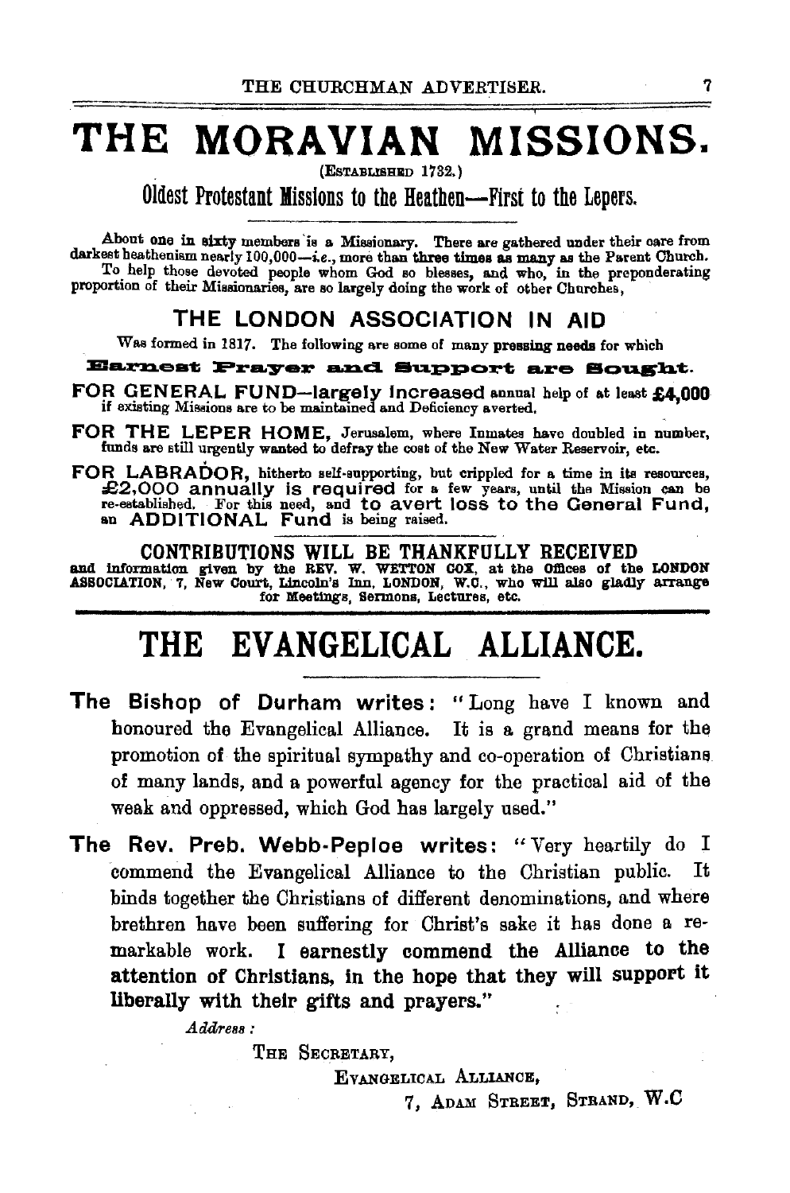# THE MORAVIAN MISSIONS.

(ESTABLISHED 1732.)

## Oldest Protestant Missions to the Heathen—First to the Lepers.

About one in sixty members is a Missionary. There are gathered under their care from darkest heathenism nearly 100,000—*i.e.*, more than three times as many as the Parent Church. To help those devoted people whom God so blesses, and who, in the preponderating proportion of their Missionaries, are so largely doing the work of other Churches,

### THE LONDON ASSOCIATION IN AID

Was formed in 1817. The following are some of many pressing needs for which

**Earnest Prayer and Support are Sought.**

**FOR GENERAL FUND—largely increased** annual help of at least **£4,000** if existing Missions are to be maintained and Deficiency averted.

**FOR THE LEPER HOME,** Jerusalem, where Inmates have doubled in number, funds are still urgently wanted to defray the cost of the New Water Reservoir, etc.

**FOR LABRADOR,** hitherto self-supporting, but crippled for a time in its resources, **£2,000 annually is required** for a few years, until the Mission can be re-established. For this need, and **to avert loss to the General Fund,** an **ADDITIONAL Fund** is being raised.

**CONTRIBUTIONS WILL BE THANKFULLY RECEIVED**
and information given by the REV. W. WETTON COX, at the Offices of the LONDON ASSOCIATION, 7, New Court, Lincoln's Inn, LONDON, W.C., who will also gladly arrange for Meetings, Sermons, Lectures, etc.

# THE EVANGELICAL ALLIANCE.

**The Bishop of Durham writes:** "Long have I known and honoured the Evangelical Alliance. It is a grand means for the promotion of the spiritual sympathy and co-operation of Christians of many lands, and a powerful agency for the practical aid of the weak and oppressed, which God has largely used."

**The Rev. Preb. Webb-Peploe writes:** "Very heartily do I commend the Evangelical Alliance to the Christian public. It binds together the Christians of different denominations, and where brethren have been suffering for Christ's sake it has done a remarkable work. **I earnestly commend the Alliance to the attention of Christians, in the hope that they will support it liberally with their gifts and prayers."**

*Address:*

THE SECRETARY,
EVANGELICAL ALLIANCE,
7, ADAM STREET, STRAND, W.C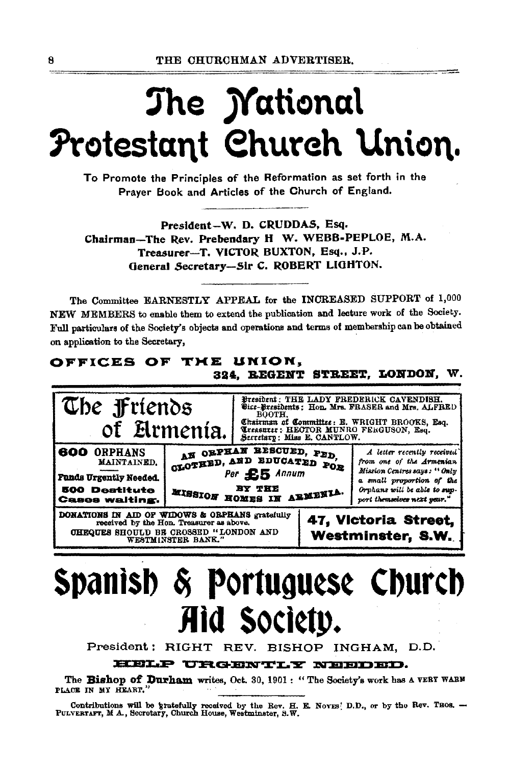# The National Protestant Church Union.

To Promote the Principles of the Reformation as set forth in the Prayer Book and Articles of the Church of England.

President—W. D. CRUDDAS, Esq.
Chairman—The Rev. Prebendary H W. WEBB-PEPLOE, M.A.
Treasurer—T. VICTOR BUXTON, Esq., J.P.
General Secretary—Sir C. ROBERT LIGHTON.

The Committee EARNESTLY APPEAL for the INCREASED SUPPORT of 1,000 NEW MEMBERS to enable them to extend the publication and lecture work of the Society. Full particulars of the Society's objects and operations and terms of membership can be obtained on application to the Secretary,

**OFFICES OF THE UNION,**
**324, REGENT STREET, LONDON, W.**

---

# The Friends of Armenia.

President: THE LADY FREDERICK CAVENDISH.
Vice-Presidents: Hon. Mrs. FRASER and Mrs. ALFRED BOOTH.
Chairman of Committee: E. WRIGHT BROOKS, Esq.
Treasurer: HECTOR MUNRO FERGUSON, Esq.
Secretary: Miss E. CANTLOW.

**600 ORPHANS** MAINTAINED.

**Funds Urgently Needed.**

**500 Destitute Cases waiting.**

AN ORPHAN RESCUED, FED, CLOTHED, AND EDUCATED FOR Per **£5** Annum BY THE MISSION HOMES IN ARMENIA.

*A letter recently received from one of the Armenian Mission Centres says: "Only a small proportion of the Orphans will be able to support themselves next year."*

DONATIONS IN AID OF WIDOWS & ORPHANS gratefully received by the Hon. Treasurer as above.
CHEQUES SHOULD BE CROSSED "LONDON AND WESTMINSTER BANK."

**47, Victoria Street, Westminster, S.W.**

---

# Spanish & Portuguese Church Aid Society.

President: RIGHT REV. BISHOP INGHAM, D.D.

**HELP URGENTLY NEEDED.**

The **Bishop of Durham** writes, Oct. 30, 1901: "The Society's work has A VERY WARM PLACE IN MY HEART."

Contributions will be gratefully received by the Rev. H. E. NOYES, D.D., or by the Rev. THOS. — PULVERTAFT, M A., Secretary, Church House, Westminster, S.W.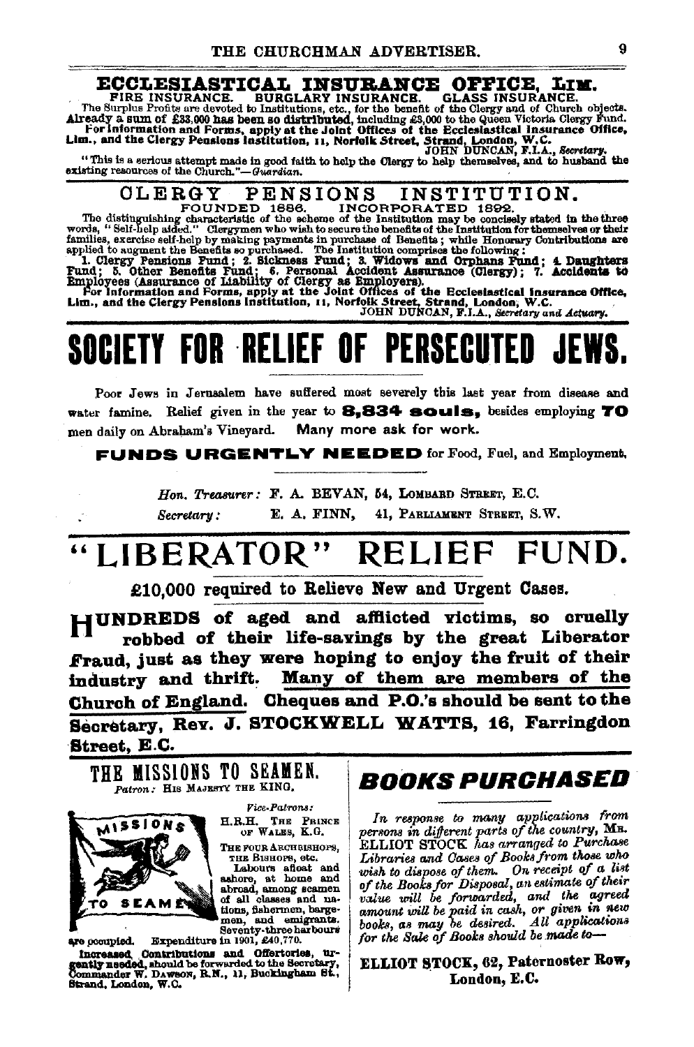# ECCLESIASTICAL INSURANCE OFFICE, LIM.

FIRE INSURANCE. BURGLARY INSURANCE. GLASS INSURANCE.

The Surplus Profits are devoted to Institutions, etc., for the benefit of the Clergy and of Church objects. **Already a sum of £33,000 has been so distributed**, including £3,000 to the Queen Victoria Clergy Fund. **For information and Forms, apply at the Joint Offices of the Ecclesiastical Insurance Office, Lim., and the Clergy Pensions Institution, 11, Norfolk Street, Strand, London, W.C.**

JOHN DUNCAN, F.I.A., *Secretary.*

"This is a serious attempt made in good faith to help the Clergy to help themselves, and to husband the existing resources of the Church."—*Guardian.*

# CLERGY PENSIONS INSTITUTION.

FOUNDED 1886. INCORPORATED 1892.

The distinguishing characteristic of the scheme of the Institution may be concisely stated in the three words, "Self-help aided." Clergymen who wish to secure the benefits of the Institution for themselves or their families, exercise self-help by making payments in purchase of Benefits; while Honorary Contributions are applied to augment the Benefits so purchased. The Institution comprises the following:

**1. Clergy Pensions Fund; 2. Sickness Fund; 3. Widows and Orphans Fund; 4. Daughters Fund; 5. Other Benefits Fund; 6. Personal Accident Assurance (Clergy); 7. Accidents to Employees (Assurance of Liability of Clergy as Employers).**

**For information and Forms, apply at the Joint Offices of the Ecclesiastical Insurance Office, Lim., and the Clergy Pensions Institution, 11, Norfolk Street, Strand, London, W.C.**

JOHN DUNCAN, F.I.A., *Secretary and Actuary.*

# SOCIETY FOR RELIEF OF PERSECUTED JEWS.

Poor Jews in Jerusalem have suffered most severely this last year from disease and water famine. Relief given in the year to **8,834 souls,** besides employing **70** men daily on Abraham's Vineyard. Many more ask for work.

**FUNDS URGENTLY NEEDED** for Food, Fuel, and Employment.

*Hon. Treasurer:* F. A. BEVAN, 54, LOMBARD STREET, E.C.

*Secretary:* E. A. FINN, 41, PARLIAMENT STREET, S.W.

# "LIBERATOR" RELIEF FUND.

**£10,000 required to Relieve New and Urgent Cases.**

**HUNDREDS of aged and afflicted victims, so cruelly robbed of their life-savings by the great Liberator Fraud, just as they were hoping to enjoy the fruit of their industry and thrift. Many of them are members of the Church of England. Cheques and P.O.'s should be sent to the Secretary, Rev. J. STOCKWELL WATTS, 16, Farringdon Street, E.C.**

# THE MISSIONS TO SEAMEN.

*Patron:* HIS MAJESTY THE KING.

*Vice-Patrons:*
H.R.H. THE PRINCE OF WALES, K.G.
THE FOUR ARCHBISHOPS, THE BISHOPS, etc.

Labours afloat and ashore, at home and abroad, among seamen of all classes and nations, fishermen, bargemen, and emigrants. Seventy-three harbours are occupied. Expenditure in 1901, £40,770.

**Increased Contributions and Offertories, urgently needed,** should be forwarded to the Secretary, Commander W. DAWSON, R.N., 11, Buckingham St., Strand, London, W.C.

# BOOKS PURCHASED

*In response to many applications from persons in different parts of the country,* MR. ELLIOT STOCK *has arranged to Purchase Libraries and Cases of Books from those who wish to dispose of them. On receipt of a list of the Books for Disposal, an estimate of their value will be forwarded, and the agreed amount will be paid in cash, or given in new books, as may be desired. All applications for the Sale of Books should be made to—*

**ELLIOT STOCK, 62, Paternoster Row, London, E.C.**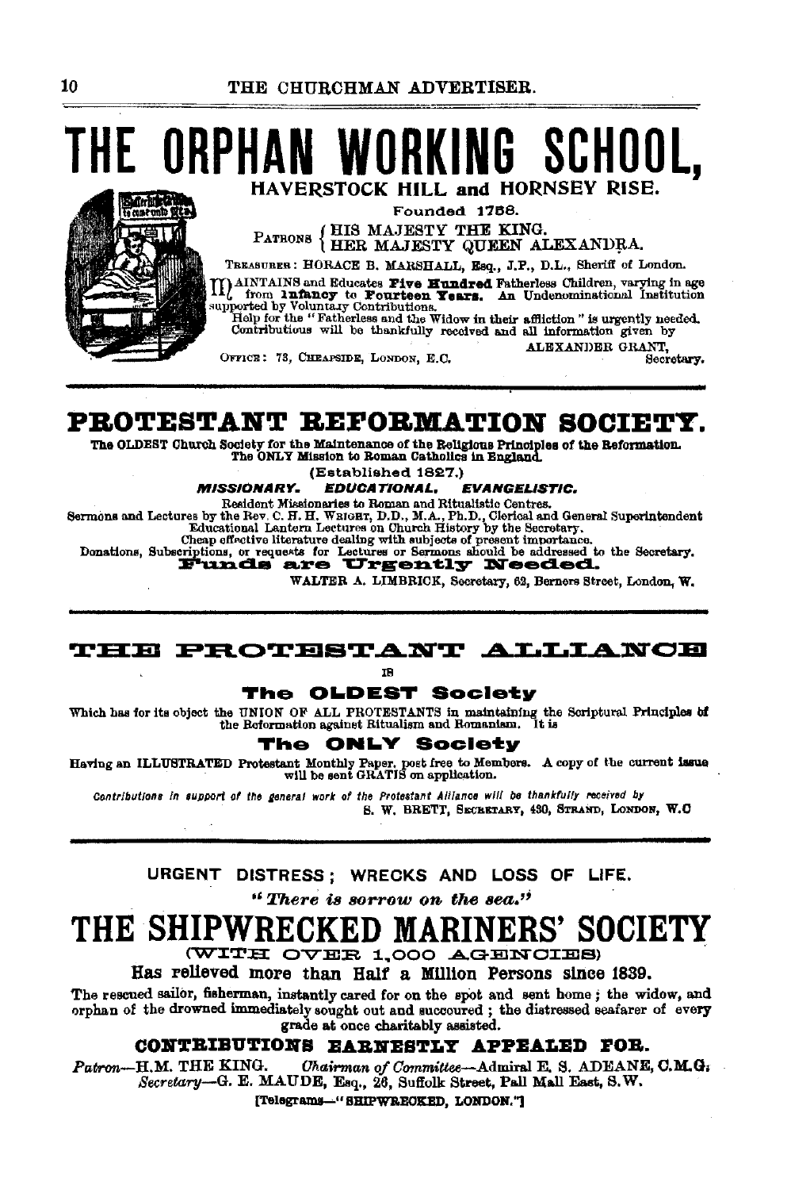# THE ORPHAN WORKING SCHOOL,

## HAVERSTOCK HILL and HORNSEY RISE.

Founded 1758.

PATRONS { HIS MAJESTY THE KING. HER MAJESTY QUEEN ALEXANDRA.

TREASURER: HORACE B. MARSHALL, Esq., J.P., D.L., Sheriff of London.

MAINTAINS and Educates **Five Hundred** Fatherless Children, varying in age from **Infancy** to **Fourteen Years**. An Undenominational Institution supported by Voluntary Contributions.

Help for the "Fatherless and the Widow in their affliction" is urgently needed. Contributions will be thankfully received and all information given by

ALEXANDER GRANT, Secretary.

OFFICE: 73, CHEAPSIDE, LONDON, E.C.

---

# PROTESTANT REFORMATION SOCIETY.

The OLDEST Church Society for the Maintenance of the Religious Principles of the Reformation. The ONLY Mission to Roman Catholics in England.

(Established 1827.)

***MISSIONARY. EDUCATIONAL. EVANGELISTIC.***

Resident Missionaries to Roman and Ritualistic Centres.

Sermons and Lectures by the Rev. C. H. H. WRIGHT, D.D., M.A., Ph.D., Clerical and General Superintendent

Educational Lantern Lectures on Church History by the Secretary.

Cheap effective literature dealing with subjects of present importance.

Donations, Subscriptions, or requests for Lectures or Sermons should be addressed to the Secretary.

**Funds are Urgently Needed.**

WALTER A. LIMBRICK, Secretary, 62, Berners Street, London, W.

---

# THE PROTESTANT ALLIANCE

IS

### The OLDEST Society

Which has for its object the UNION OF ALL PROTESTANTS in maintaining the Scriptural Principles of the Reformation against Ritualism and Romanism. It is

### The ONLY Society

Having an ILLUSTRATED Protestant Monthly Paper, post free to Members. A copy of the current issue will be sent GRATIS on application.

*Contributions in support of the general work of the Protestant Alliance will be thankfully received by*

S. W. BRETT, SECRETARY, 430, STRAND, LONDON, W.C

---

URGENT DISTRESS; WRECKS AND LOSS OF LIFE.

*"There is sorrow on the sea."*

# THE SHIPWRECKED MARINERS' SOCIETY

(WITH OVER 1,000 AGENCIES)

**Has relieved more than Half a Million Persons since 1839.**

The rescued sailor, fisherman, instantly cared for on the spot and sent home; the widow, and orphan of the drowned immediately sought out and succoured; the distressed seafarer of every grade at once charitably assisted.

**CONTRIBUTIONS EARNESTLY APPEALED FOR.**

*Patron*—H.M. THE KING. *Chairman of Committee*—Admiral E. S. ADEANE, C.M.G. *Secretary*—G. E. MAUDE, Esq., 26, Suffolk Street, Pall Mall East, S.W.

[Telegrams—"SHIPWRECKED, LONDON."]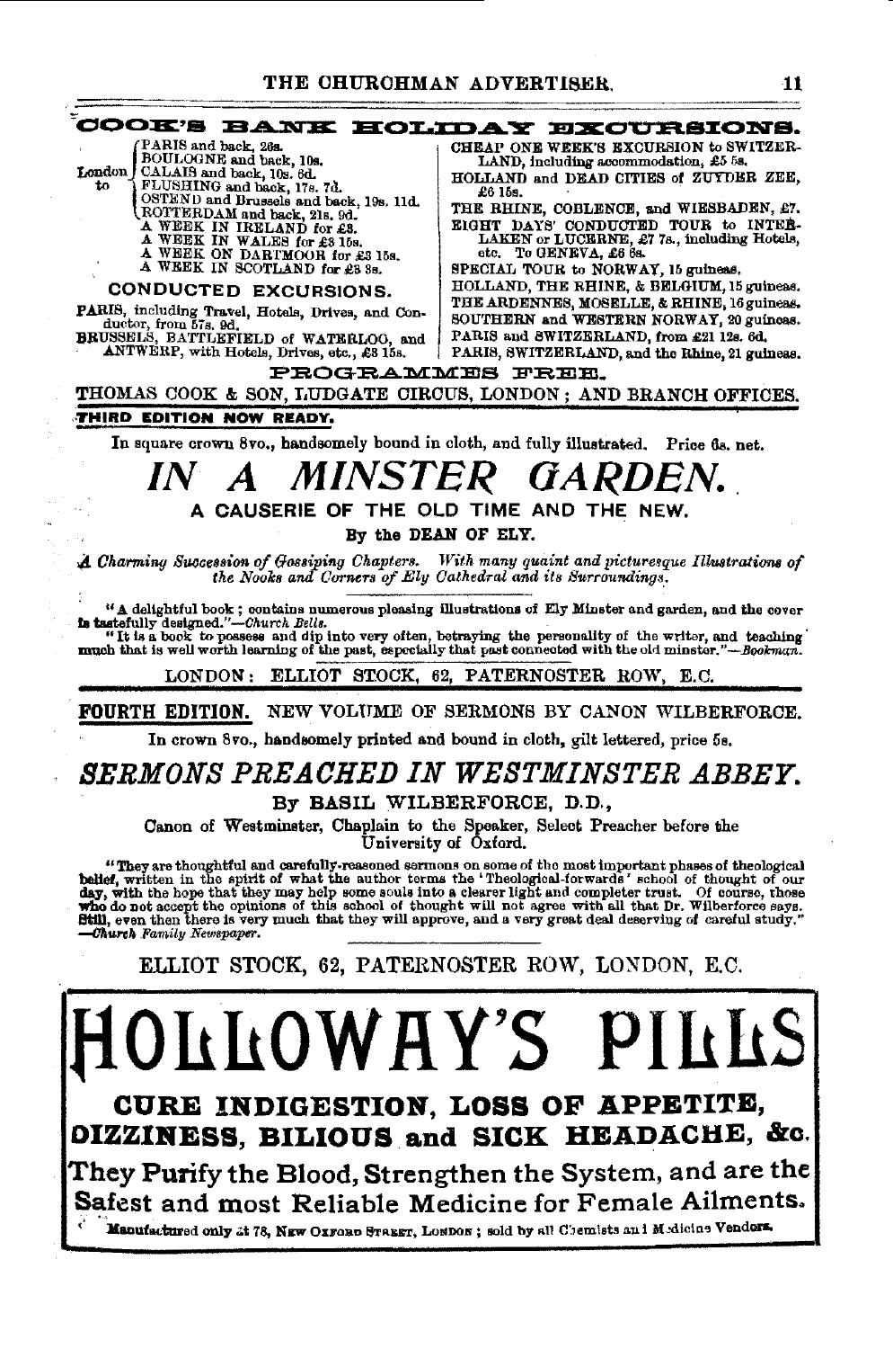## COOK'S BANK HOLIDAY EXCURSIONS.

London to
- PARIS and back, 26s.
- BOULOGNE and back, 10s.
- CALAIS and back, 10s. 6d.
- FLUSHING and back, 17s. 7d.
- OSTEND and Brussels and back, 19s. 11d.
- ROTTERDAM and back, 21s. 9d.

A WEEK IN IRELAND for £3.
A WEEK IN WALES for £3 15s.
A WEEK ON DARTMOOR for £3 15s.
A WEEK IN SCOTLAND for £3 3s.

### CONDUCTED EXCURSIONS.

PARIS, including Travel, Hotels, Drives, and Conductor, from 57s. 9d.
BRUSSELS, BATTLEFIELD of WATERLOO, and ANTWERP, with Hotels, Drives, etc., £3 15s.

CHEAP ONE WEEK'S EXCURSION to SWITZERLAND, including accommodation, £5 5s.
HOLLAND and DEAD CITIES of ZUYDER ZEE, £6 15s.
THE RHINE, COBLENCE, and WIESBADEN, £7.
EIGHT DAYS' CONDUCTED TOUR to INTERLAKEN or LUCERNE, £7 7s., including Hotels, etc. To GENEVA, £6 6s.
SPECIAL TOUR to NORWAY, 15 guineas.
HOLLAND, THE RHINE, & BELGIUM, 15 guineas.
THE ARDENNES, MOSELLE, & RHINE, 16 guineas.
SOUTHERN and WESTERN NORWAY, 20 guineas.
PARIS and SWITZERLAND, from £21 12s. 6d.
PARIS, SWITZERLAND, and the Rhine, 21 guineas.

PROGRAMMES FREE.

THOMAS COOK & SON, LUDGATE CIRCUS, LONDON; AND BRANCH OFFICES.

---

**THIRD EDITION NOW READY.**

In square crown 8vo., handsomely bound in cloth, and fully illustrated. Price 6s. net.

# *IN A MINSTER GARDEN.*

### A CAUSERIE OF THE OLD TIME AND THE NEW.

By the DEAN OF ELY.

*A Charming Succession of Gossiping Chapters. With many quaint and picturesque Illustrations of the Nooks and Corners of Ely Cathedral and its Surroundings.*

"A delightful book; contains numerous pleasing illustrations of Ely Minster and garden, and the cover is tastefully designed."—*Church Bells.*

"It is a book to possess and dip into very often, betraying the personality of the writer, and teaching much that is well worth learning of the past, especially that past connected with the old minster."—*Bookman.*

LONDON: ELLIOT STOCK, 62, PATERNOSTER ROW, E.C.

---

**FOURTH EDITION.** NEW VOLUME OF SERMONS BY CANON WILBERFORCE.

In crown 8vo., handsomely printed and bound in cloth, gilt lettered, price 5s.

# *SERMONS PREACHED IN WESTMINSTER ABBEY.*

By **BASIL WILBERFORCE, D.D.**,

Canon of Westminster, Chaplain to the Speaker, Select Preacher before the University of Oxford.

"They are thoughtful and carefully-reasoned sermons on some of the most important phases of theological belief, written in the spirit of what the author terms the 'Theological-forwards' school of thought of our day, with the hope that they may help some souls into a clearer light and completer trust. Of course, those who do not accept the opinions of this school of thought will not agree with all that Dr. Wilberforce says. Still, even then there is very much that they will approve, and a very great deal deserving of careful study." —*Church Family Newspaper.*

ELLIOT STOCK, 62, PATERNOSTER ROW, LONDON, E.C.

---

# HOLLOWAY'S PILLS

## CURE INDIGESTION, LOSS OF APPETITE, DIZZINESS, BILIOUS and SICK HEADACHE, &c.

They Purify the Blood, Strengthen the System, and are the Safest and most Reliable Medicine for Female Ailments.

Manufactured only at 78, New Oxford Street, London; sold by all Chemists and Medicine Vendors.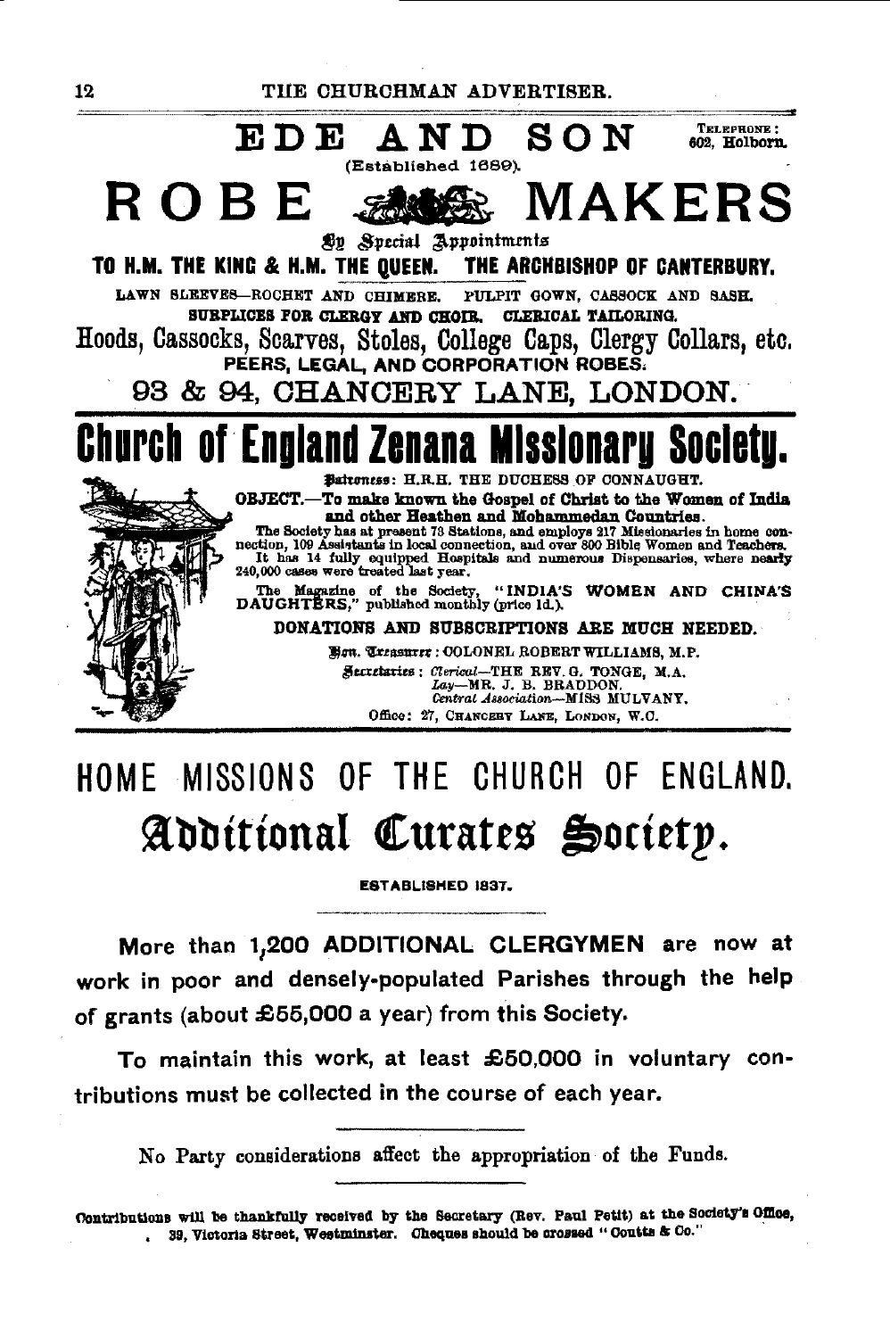# EDE AND SON

TELEPHONE: 602, Holborn.

(Established 1689).

# ROBE MAKERS

By Special Appointments

**TO H.M. THE KING & H.M. THE QUEEN. THE ARCHBISHOP OF CANTERBURY.**

LAWN SLEEVES—ROCHET AND CHIMERE. PULPIT GOWN, CASSOCK AND SASH.
SURPLICES FOR CLERGY AND CHOIR. CLERICAL TAILORING.

Hoods, Cassocks, Scarves, Stoles, College Caps, Clergy Collars, etc.

PEERS, LEGAL, AND CORPORATION ROBES.

**93 & 94, CHANCERY LANE, LONDON.**

# Church of England Zenana Missionary Society.

Patroness: H.R.H. THE DUCHESS OF CONNAUGHT.

**OBJECT.—To make known the Gospel of Christ to the Women of India and other Heathen and Mohammedan Countries.**

The Society has at present 73 Stations, and employs 217 Missionaries in home connection, 109 Assistants in local connection, and over 800 Bible Women and Teachers. It has 14 fully equipped Hospitals and numerous Dispensaries, where nearly 240,000 cases were treated last year.

The Magazine of the Society, "INDIA'S WOMEN AND CHINA'S DAUGHTERS," published monthly (price 1d.).

**DONATIONS AND SUBSCRIPTIONS ARE MUCH NEEDED.**

Hon. Treasurer: COLONEL ROBERT WILLIAMS, M.P.

Secretaries: *Clerical*—THE REV. G. TONGE, M.A.
*Lay*—MR. J. B. BRADDON.
*Central Association*—MISS MULVANY.

Office: 27, CHANCERY LANE, LONDON, W.C.

# HOME MISSIONS OF THE CHURCH OF ENGLAND.

# Additional Curates Society.

ESTABLISHED 1837.

**More than 1,200 ADDITIONAL CLERGYMEN are now at work in poor and densely-populated Parishes through the help of grants (about £55,000 a year) from this Society.**

**To maintain this work, at least £50,000 in voluntary contributions must be collected in the course of each year.**

No Party considerations affect the appropriation of the Funds.

**Contributions will be thankfully received by the Secretary (Rev. Paul Petit) at the Society's Office, 39, Victoria Street, Westminster. Cheques should be crossed "Coutts & Co."**